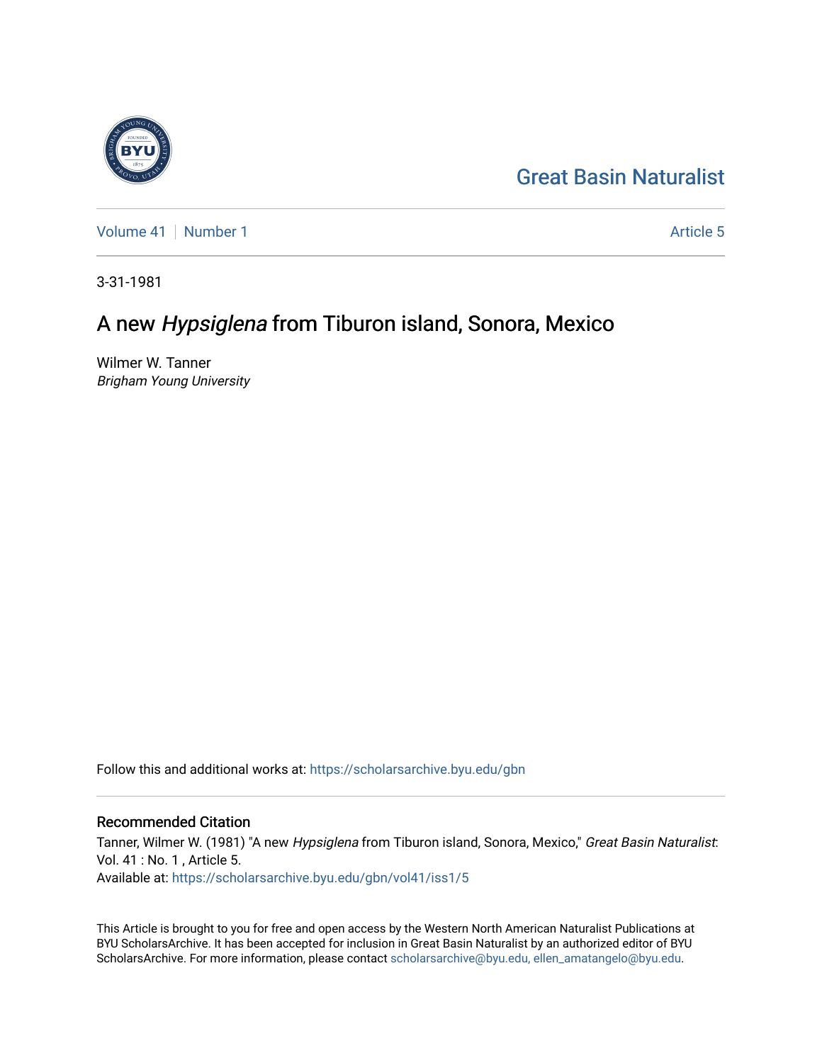Great Basin Naturalist

Volume 41 | Number 1 Article 5

3-31-1981

# A new *Hypsiglena* from Tiburon island, Sonora, Mexico

Wilmer W. Tanner
*Brigham Young University*

Follow this and additional works at: https://scholarsarchive.byu.edu/gbn

## Recommended Citation

Tanner, Wilmer W. (1981) "A new *Hypsiglena* from Tiburon island, Sonora, Mexico," *Great Basin Naturalist*: Vol. 41 : No. 1 , Article 5.
Available at: https://scholarsarchive.byu.edu/gbn/vol41/iss1/5

This Article is brought to you for free and open access by the Western North American Naturalist Publications at BYU ScholarsArchive. It has been accepted for inclusion in Great Basin Naturalist by an authorized editor of BYU ScholarsArchive. For more information, please contact scholarsarchive@byu.edu, ellen_amatangelo@byu.edu.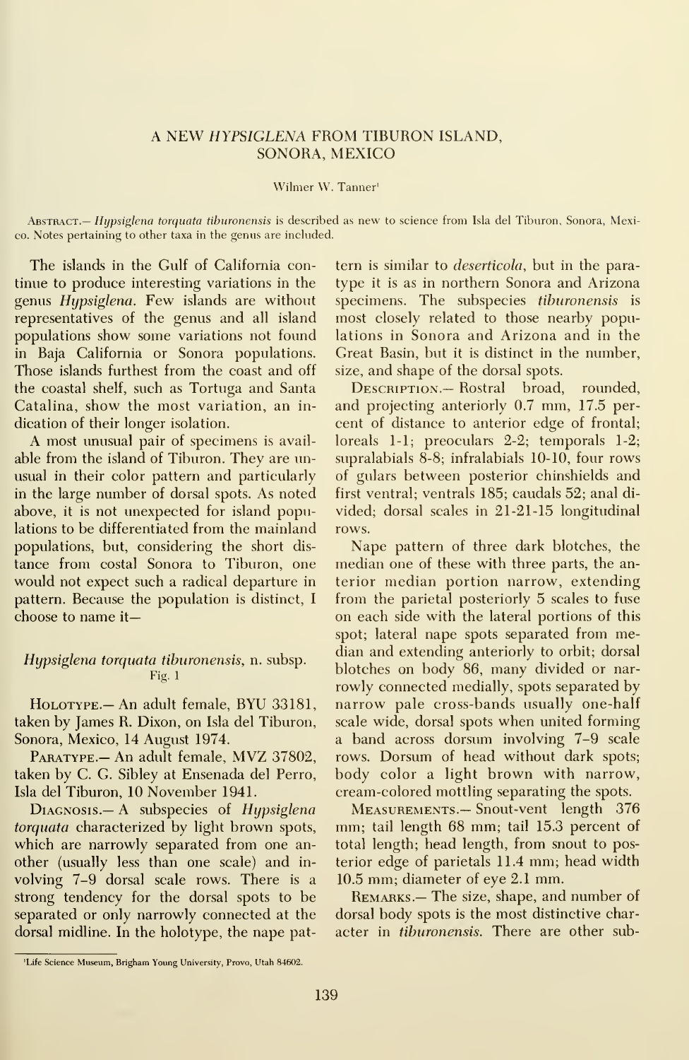# A NEW *HYPSIGLENA* FROM TIBURON ISLAND, SONORA, MEXICO

Wilmer W. Tanner[1]

ABSTRACT.— *Hypsiglena torquata tiburonensis* is described as new to science from Isla del Tiburon, Sonora, Mexico. Notes pertaining to other taxa in the genus are included.

The islands in the Gulf of California continue to produce interesting variations in the genus *Hypsiglena*. Few islands are without representatives of the genus and all island populations show some variations not found in Baja California or Sonora populations. Those islands furthest from the coast and off the coastal shelf, such as Tortuga and Santa Catalina, show the most variation, an indication of their longer isolation.

A most unusual pair of specimens is available from the island of Tiburon. They are unusual in their color pattern and particularly in the large number of dorsal spots. As noted above, it is not unexpected for island populations to be differentiated from the mainland populations, but, considering the short distance from costal Sonora to Tiburon, one would not expect such a radical departure in pattern. Because the population is distinct, I choose to name it—

## *Hypsiglena torquata tiburonensis*, n. subsp.
Fig. 1

HOLOTYPE.— An adult female, BYU 33181, taken by James R. Dixon, on Isla del Tiburon, Sonora, Mexico, 14 August 1974.

PARATYPE.— An adult female, MVZ 37802, taken by C. G. Sibley at Ensenada del Perro, Isla del Tiburon, 10 November 1941.

DIAGNOSIS.— A subspecies of *Hypsiglena torquata* characterized by light brown spots, which are narrowly separated from one another (usually less than one scale) and involving 7–9 dorsal scale rows. There is a strong tendency for the dorsal spots to be separated or only narrowly connected at the dorsal midline. In the holotype, the nape pattern is similar to *deserticola*, but in the paratype it is as in northern Sonora and Arizona specimens. The subspecies *tiburonensis* is most closely related to those nearby populations in Sonora and Arizona and in the Great Basin, but it is distinct in the number, size, and shape of the dorsal spots.

DESCRIPTION.— Rostral broad, rounded, and projecting anteriorly 0.7 mm, 17.5 percent of distance to anterior edge of frontal; loreals 1-1; preoculars 2-2; temporals 1-2; supralabials 8-8; infralabials 10-10, four rows of gulars between posterior chinshields and first ventral; ventrals 185; caudals 52; anal divided; dorsal scales in 21-21-15 longitudinal rows.

Nape pattern of three dark blotches, the median one of these with three parts, the anterior median portion narrow, extending from the parietal posteriorly 5 scales to fuse on each side with the lateral portions of this spot; lateral nape spots separated from median and extending anteriorly to orbit; dorsal blotches on body 86, many divided or narrowly connected medially, spots separated by narrow pale cross-bands usually one-half scale wide, dorsal spots when united forming a band across dorsum involving 7–9 scale rows. Dorsum of head without dark spots; body color a light brown with narrow, cream-colored mottling separating the spots.

MEASUREMENTS.— Snout-vent length 376 mm; tail length 68 mm; tail 15.3 percent of total length; head length, from snout to posterior edge of parietals 11.4 mm; head width 10.5 mm; diameter of eye 2.1 mm.

REMARKS.— The size, shape, and number of dorsal body spots is the most distinctive character in *tiburonensis*. There are other sub-

[1]Life Science Museum, Brigham Young University, Provo, Utah 84602.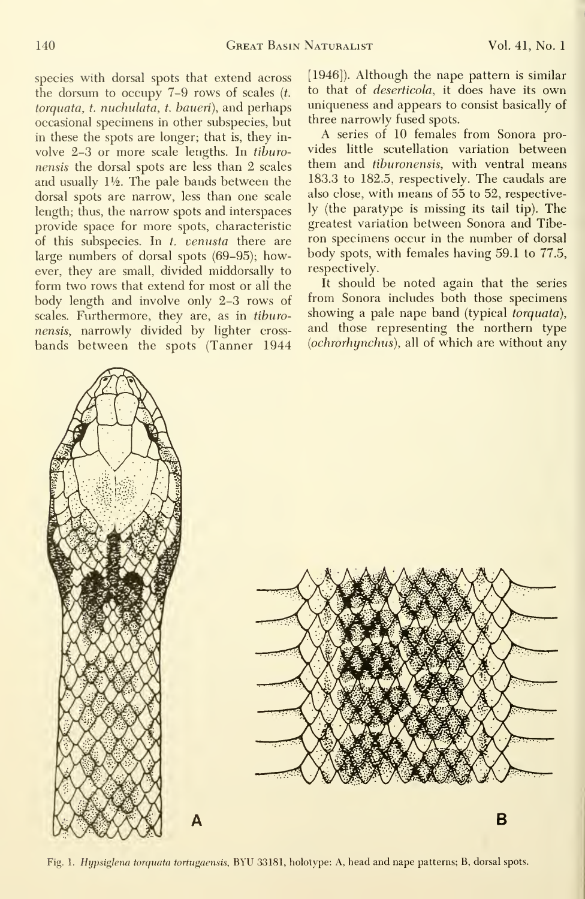species with dorsal spots that extend across the dorsum to occupy 7–9 rows of scales (*t. torquata, t. nuchulata, t. baueri*), and perhaps occasional specimens in other subspecies, but in these the spots are longer; that is, they involve 2–3 or more scale lengths. In *tiburonensis* the dorsal spots are less than 2 scales and usually 1½. The pale bands between the dorsal spots are narrow, less than one scale length; thus, the narrow spots and interspaces provide space for more spots, characteristic of this subspecies. In *t. venusta* there are large numbers of dorsal spots (69–95); however, they are small, divided middorsally to form two rows that extend for most or all the body length and involve only 2–3 rows of scales. Furthermore, they are, as in *tiburonensis*, narrowly divided by lighter crossbands between the spots (Tanner 1944 [1946]). Although the nape pattern is similar to that of *deserticola*, it does have its own uniqueness and appears to consist basically of three narrowly fused spots.

A series of 10 females from Sonora provides little scutellation variation between them and *tiburonensis*, with ventral means 183.3 to 182.5, respectively. The caudals are also close, with means of 55 to 52, respectively (the paratype is missing its tail tip). The greatest variation between Sonora and Tiberon specimens occur in the number of dorsal body spots, with females having 59.1 to 77.5, respectively.

It should be noted again that the series from Sonora includes both those specimens showing a pale nape band (typical *torquata*), and those representing the northern type (*ochrorhynchus*), all of which are without any

Fig. 1. *Hypsiglena torquata tortugaensis*, BYU 33181, holotype: A, head and nape patterns; B, dorsal spots.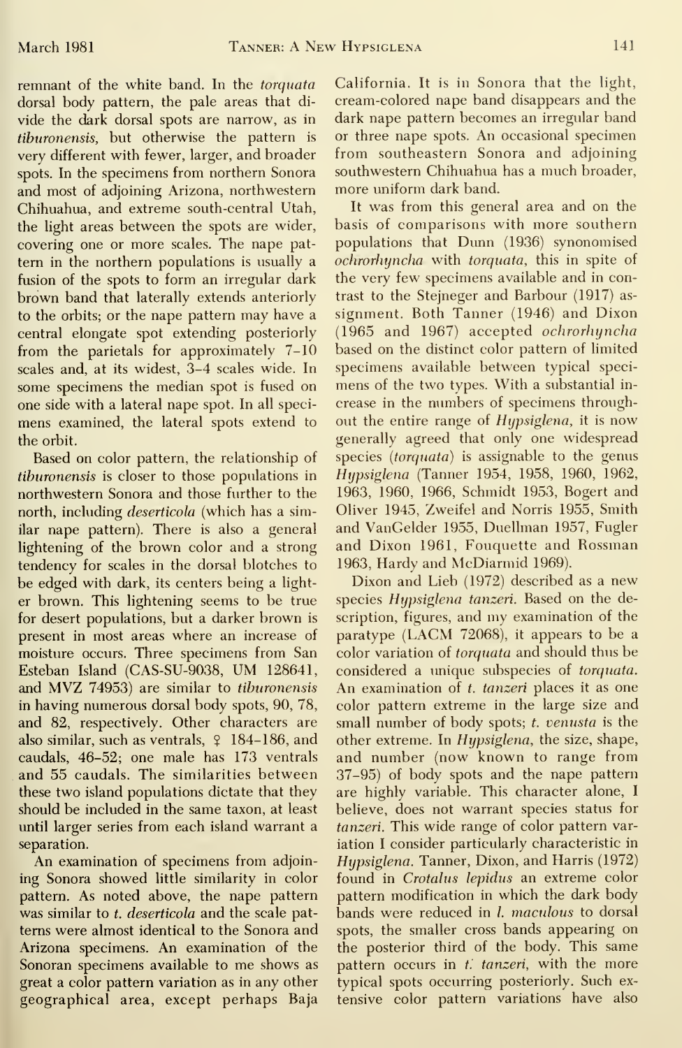remnant of the white band. In the *torquata* dorsal body pattern, the pale areas that divide the dark dorsal spots are narrow, as in *tiburonensis*, but otherwise the pattern is very different with fewer, larger, and broader spots. In the specimens from northern Sonora and most of adjoining Arizona, northwestern Chihuahua, and extreme south-central Utah, the light areas between the spots are wider, covering one or more scales. The nape pattern in the northern populations is usually a fusion of the spots to form an irregular dark brown band that laterally extends anteriorly to the orbits; or the nape pattern may have a central elongate spot extending posteriorly from the parietals for approximately 7–10 scales and, at its widest, 3–4 scales wide. In some specimens the median spot is fused on one side with a lateral nape spot. In all specimens examined, the lateral spots extend to the orbit.

Based on color pattern, the relationship of *tiburonensis* is closer to those populations in northwestern Sonora and those further to the north, including *deserticola* (which has a similar nape pattern). There is also a general lightening of the brown color and a strong tendency for scales in the dorsal blotches to be edged with dark, its centers being a lighter brown. This lightening seems to be true for desert populations, but a darker brown is present in most areas where an increase of moisture occurs. Three specimens from San Esteban Island (CAS-SU-9038, UM 128641, and MVZ 74953) are similar to *tiburonensis* in having numerous dorsal body spots, 90, 78, and 82, respectively. Other characters are also similar, such as ventrals, ♀ 184–186, and caudals, 46–52; one male has 173 ventrals and 55 caudals. The similarities between these two island populations dictate that they should be included in the same taxon, at least until larger series from each island warrant a separation.

An examination of specimens from adjoining Sonora showed little similarity in color pattern. As noted above, the nape pattern was similar to *t. deserticola* and the scale patterns were almost identical to the Sonora and Arizona specimens. An examination of the Sonoran specimens available to me shows as great a color pattern variation as in any other geographical area, except perhaps Baja California. It is in Sonora that the light, cream-colored nape band disappears and the dark nape pattern becomes an irregular band or three nape spots. An occasional specimen from southeastern Sonora and adjoining southwestern Chihuahua has a much broader, more uniform dark band.

It was from this general area and on the basis of comparisons with more southern populations that Dunn (1936) synonomised *ochrorhyncha* with *torquata*, this in spite of the very few specimens available and in contrast to the Stejneger and Barbour (1917) assignment. Both Tanner (1946) and Dixon (1965 and 1967) accepted *ochrorhyncha* based on the distinct color pattern of limited specimens available between typical specimens of the two types. With a substantial increase in the numbers of specimens throughout the entire range of *Hypsiglena*, it is now generally agreed that only one widespread species (*torquata*) is assignable to the genus *Hypsiglena* (Tanner 1954, 1958, 1960, 1962, 1963, 1960, 1966, Schmidt 1953, Bogert and Oliver 1945, Zweifel and Norris 1955, Smith and VanGelder 1955, Duellman 1957, Fugler and Dixon 1961, Fouquette and Rossman 1963, Hardy and McDiarmid 1969).

Dixon and Lieb (1972) described as a new species *Hypsiglena tanzeri*. Based on the description, figures, and my examination of the paratype (LACM 72068), it appears to be a color variation of *torquata* and should thus be considered a unique subspecies of *torquata*. An examination of *t. tanzeri* places it as one color pattern extreme in the large size and small number of body spots; *t. venusta* is the other extreme. In *Hypsiglena*, the size, shape, and number (now known to range from 37–95) of body spots and the nape pattern are highly variable. This character alone, I believe, does not warrant species status for *tanzeri*. This wide range of color pattern variation I consider particularly characteristic in *Hypsiglena*. Tanner, Dixon, and Harris (1972) found in *Crotalus lepidus* an extreme color pattern modification in which the dark body bands were reduced in *l. maculous* to dorsal spots, the smaller cross bands appearing on the posterior third of the body. This same pattern occurs in *t. tanzeri*, with the more typical spots occurring posteriorly. Such extensive color pattern variations have also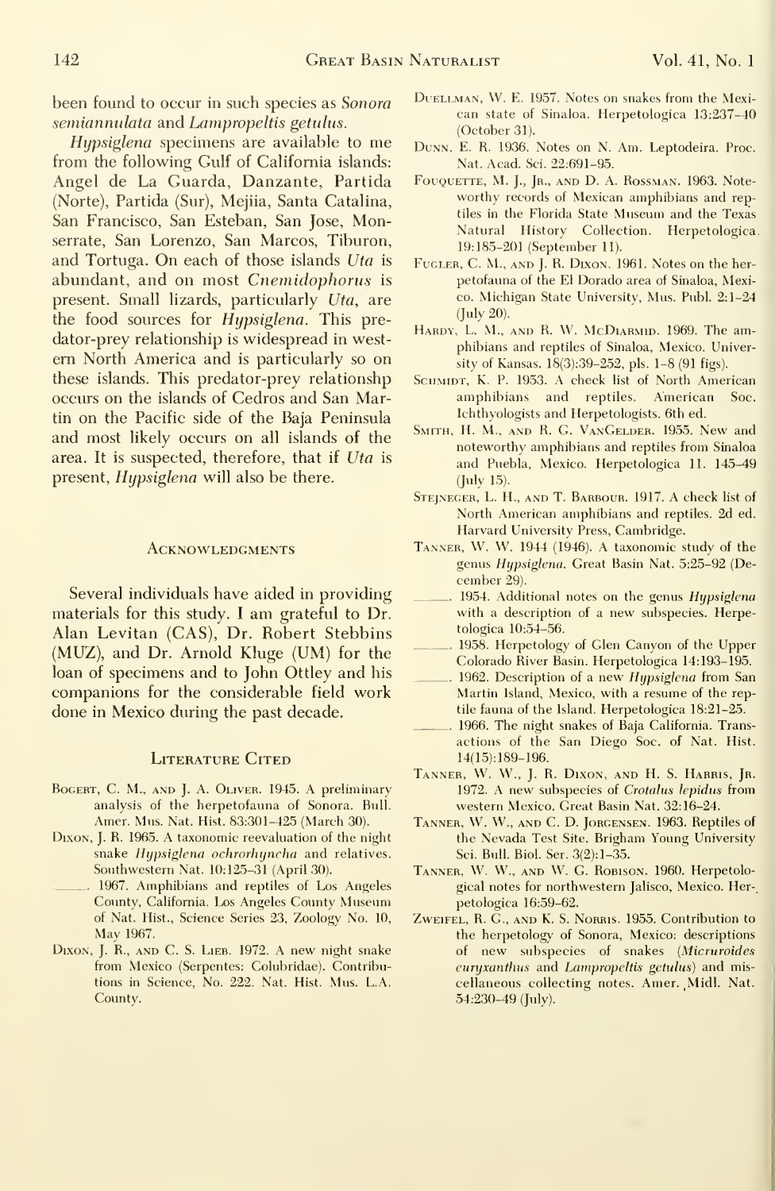been found to occur in such species as *Sonora semiannulata* and *Lampropeltis getulus*.

*Hypsiglena* specimens are available to me from the following Gulf of California islands: Angel de La Guarda, Danzante, Partida (Norte), Partida (Sur), Mejiia, Santa Catalina, San Francisco, San Esteban, San Jose, Monserrate, San Lorenzo, San Marcos, Tiburon, and Tortuga. On each of those islands *Uta* is abundant, and on most *Cnemidophorus* is present. Small lizards, particularly *Uta*, are the food sources for *Hypsiglena*. This predator-prey relationship is widespread in western North America and is particularly so on these islands. This predator-prey relationshp occurs on the islands of Cedros and San Martin on the Pacific side of the Baja Peninsula and most likely occurs on all islands of the area. It is suspected, therefore, that if *Uta* is present, *Hypsiglena* will also be there.

## Acknowledgments

Several individuals have aided in providing materials for this study. I am grateful to Dr. Alan Levitan (CAS), Dr. Robert Stebbins (MUZ), and Dr. Arnold Kluge (UM) for the loan of specimens and to John Ottley and his companions for the considerable field work done in Mexico during the past decade.

## Literature Cited

Bogert, C. M., and J. A. Oliver. 1945. A preliminary analysis of the herpetofauna of Sonora. Bull. Amer. Mus. Nat. Hist. 83:301–425 (March 30).

Dixon, J. R. 1965. A taxonomic reevaluation of the night snake *Hypsiglena ochrorhyncha* and relatives. Southwestern Nat. 10:125–31 (April 30).

\_\_\_\_\_. 1967. Amphibians and reptiles of Los Angeles County, California. Los Angeles County Museum of Nat. Hist., Science Series 23, Zoology No. 10, May 1967.

Dixon, J. R., and C. S. Lieb. 1972. A new night snake from Mexico (Serpentes: Colubridae). Contributions in Science, No. 222. Nat. Hist. Mus. L.A. County.

Duellman, W. E. 1957. Notes on snakes from the Mexican state of Sinaloa. Herpetologica 13:237–40 (October 31).

Dunn, E. R. 1936. Notes on N. Am. Leptodeira. Proc. Nat. Acad. Sci. 22:691–95.

Fouquette, M. J., Jr., and D. A. Rossman. 1963. Noteworthy records of Mexican amphibians and reptiles in the Florida State Museum and the Texas Natural History Collection. Herpetologica 19:185–201 (September 11).

Fugler, C. M., and J. R. Dixon. 1961. Notes on the herpetofauna of the El Dorado area of Sinaloa, Mexico. Michigan State University, Mus. Publ. 2:1–24 (July 20).

Hardy, L. M., and R. W. McDiarmid. 1969. The amphibians and reptiles of Sinaloa, Mexico. University of Kansas. 18(3):39–252, pls. 1–8 (91 figs).

Schmidt, K. P. 1953. A check list of North American amphibians and reptiles. American Soc. Ichthyologists and Herpetologists. 6th ed.

Smith, H. M., and R. G. VanGelder. 1955. New and noteworthy amphibians and reptiles from Sinaloa and Puebla, Mexico. Herpetologica 11. 145–49 (July 15).

Stejneger, L. H., and T. Barbour. 1917. A check list of North American amphibians and reptiles. 2d ed. Harvard University Press, Cambridge.

Tanner, W. W. 1944 (1946). A taxonomic study of the genus *Hypsiglena*. Great Basin Nat. 5:25–92 (December 29).

\_\_\_\_\_. 1954. Additional notes on the genus *Hypsiglena* with a description of a new subspecies. Herpetologica 10:54–56.

\_\_\_\_\_. 1958. Herpetology of Glen Canyon of the Upper Colorado River Basin. Herpetologica 14:193–195.

\_\_\_\_\_. 1962. Description of a new *Hypsiglena* from San Martin Island, Mexico, with a resume of the reptile fauna of the Island. Herpetologica 18:21–25.

\_\_\_\_\_. 1966. The night snakes of Baja California. Transactions of the San Diego Soc. of Nat. Hist. 14(15):189–196.

Tanner, W. W., J. R. Dixon, and H. S. Harris, Jr. 1972. A new subspecies of *Crotalus lepidus* from western Mexico. Great Basin Nat. 32:16–24.

Tanner, W. W., and C. D. Jorgensen. 1963. Reptiles of the Nevada Test Site. Brigham Young University Sci. Bull. Biol. Ser. 3(2):1–35.

Tanner, W. W., and W. G. Robison. 1960. Herpetological notes for northwestern Jalisco, Mexico. Herpetologica 16:59–62.

Zweifel, R. G., and K. S. Norris. 1955. Contribution to the herpetology of Sonora, Mexico: descriptions of new subspecies of snakes (*Micruroides euryxanthus* and *Lampropeltis getulus*) and miscellaneous collecting notes. Amer. Midl. Nat. 54:230–49 (July).